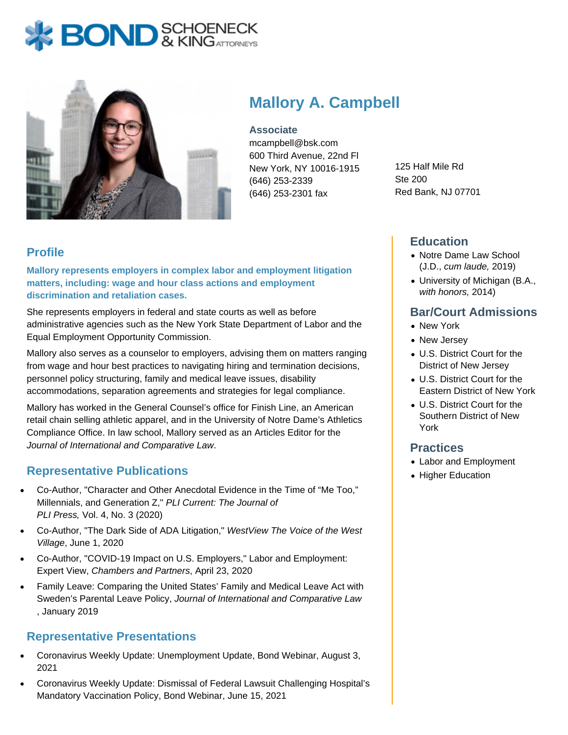# Mallory A. Campbell

**Associate**
mcampbell@bsk.com
600 Third Avenue, 22nd Fl
New York, NY 10016-1915
(646) 253-2339
(646) 253-2301 fax

125 Half Mile Rd
Ste 200
Red Bank, NJ 07701

## Profile

**Mallory represents employers in complex labor and employment litigation matters, including: wage and hour class actions and employment discrimination and retaliation cases.**

She represents employers in federal and state courts as well as before administrative agencies such as the New York State Department of Labor and the Equal Employment Opportunity Commission.

Mallory also serves as a counselor to employers, advising them on matters ranging from wage and hour best practices to navigating hiring and termination decisions, personnel policy structuring, family and medical leave issues, disability accommodations, separation agreements and strategies for legal compliance.

Mallory has worked in the General Counsel's office for Finish Line, an American retail chain selling athletic apparel, and in the University of Notre Dame's Athletics Compliance Office. In law school, Mallory served as an Articles Editor for the *Journal of International and Comparative Law*.

## Representative Publications

- Co-Author, "Character and Other Anecdotal Evidence in the Time of "Me Too," Millennials, and Generation Z," *PLI Current: The Journal of PLI Press,* Vol. 4, No. 3 (2020)
- Co-Author, "The Dark Side of ADA Litigation," *WestView The Voice of the West Village*, June 1, 2020
- Co-Author, "COVID-19 Impact on U.S. Employers," Labor and Employment: Expert View, *Chambers and Partners*, April 23, 2020
- Family Leave: Comparing the United States' Family and Medical Leave Act with Sweden's Parental Leave Policy, *Journal of International and Comparative Law* , January 2019

## Representative Presentations

- Coronavirus Weekly Update: Unemployment Update, Bond Webinar, August 3, 2021
- Coronavirus Weekly Update: Dismissal of Federal Lawsuit Challenging Hospital's Mandatory Vaccination Policy, Bond Webinar, June 15, 2021

## Education

- Notre Dame Law School (J.D., *cum laude,* 2019)
- University of Michigan (B.A., *with honors,* 2014)

## Bar/Court Admissions

- New York
- New Jersey
- U.S. District Court for the District of New Jersey
- U.S. District Court for the Eastern District of New York
- U.S. District Court for the Southern District of New York

## Practices

- Labor and Employment
- Higher Education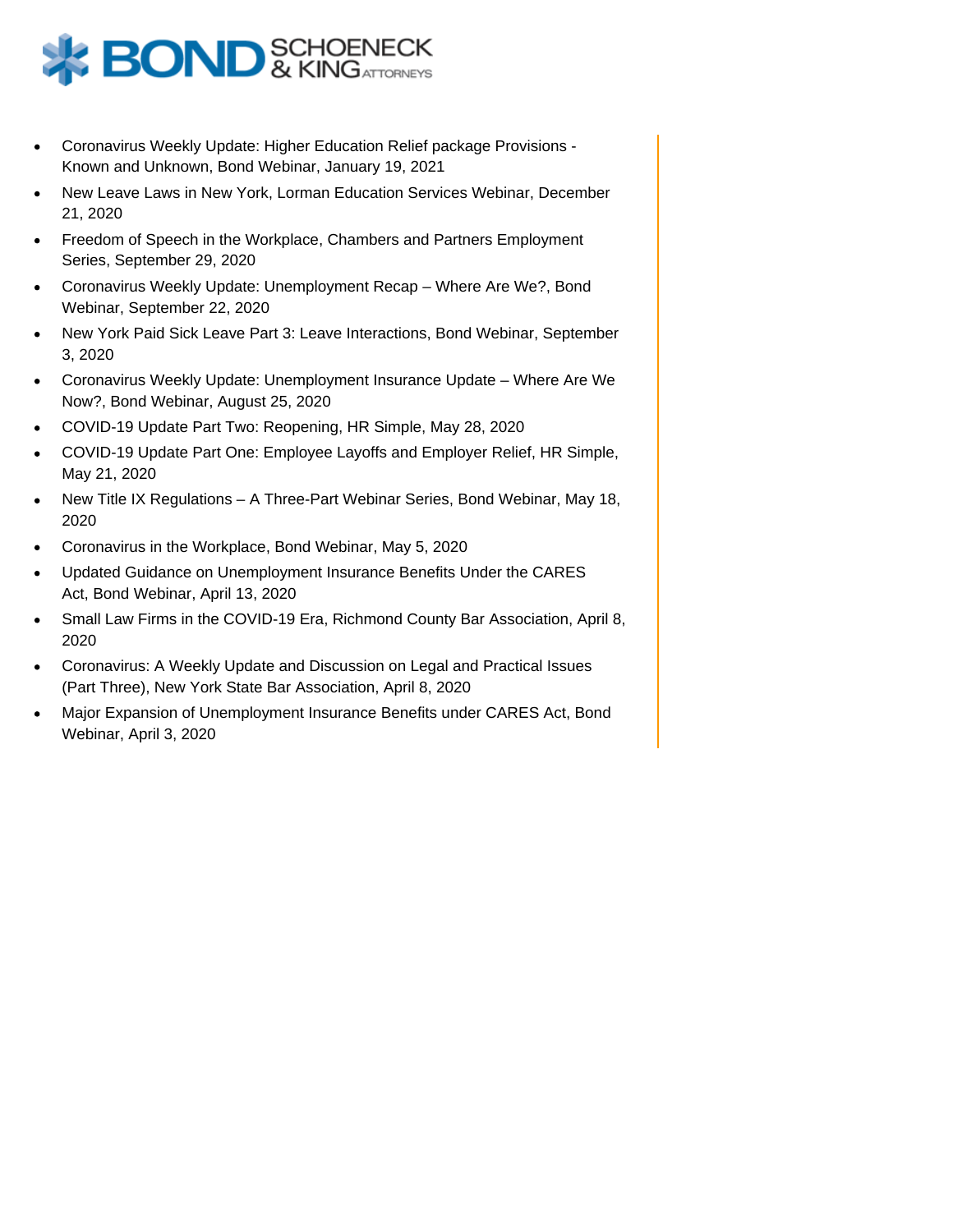- Coronavirus Weekly Update: Higher Education Relief package Provisions - Known and Unknown, Bond Webinar, January 19, 2021
- New Leave Laws in New York, Lorman Education Services Webinar, December 21, 2020
- Freedom of Speech in the Workplace, Chambers and Partners Employment Series, September 29, 2020
- Coronavirus Weekly Update: Unemployment Recap – Where Are We?, Bond Webinar, September 22, 2020
- New York Paid Sick Leave Part 3: Leave Interactions, Bond Webinar, September 3, 2020
- Coronavirus Weekly Update: Unemployment Insurance Update – Where Are We Now?, Bond Webinar, August 25, 2020
- COVID-19 Update Part Two: Reopening, HR Simple, May 28, 2020
- COVID-19 Update Part One: Employee Layoffs and Employer Relief, HR Simple, May 21, 2020
- New Title IX Regulations – A Three-Part Webinar Series, Bond Webinar, May 18, 2020
- Coronavirus in the Workplace, Bond Webinar, May 5, 2020
- Updated Guidance on Unemployment Insurance Benefits Under the CARES Act, Bond Webinar, April 13, 2020
- Small Law Firms in the COVID-19 Era, Richmond County Bar Association, April 8, 2020
- Coronavirus: A Weekly Update and Discussion on Legal and Practical Issues (Part Three), New York State Bar Association, April 8, 2020
- Major Expansion of Unemployment Insurance Benefits under CARES Act, Bond Webinar, April 3, 2020